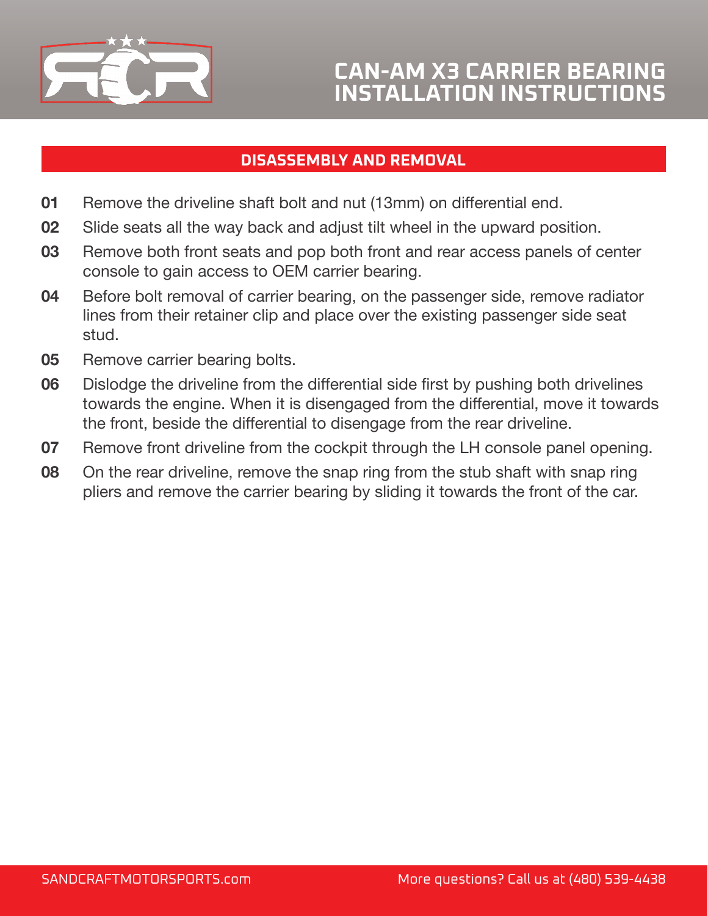# CAN-AM X3 CARRIER BEARING INSTALLATION INSTRUCTIONS

## DISASSEMBLY AND REMOVAL

**01** Remove the driveline shaft bolt and nut (13mm) on differential end.

**02** Slide seats all the way back and adjust tilt wheel in the upward position.

**03** Remove both front seats and pop both front and rear access panels of center console to gain access to OEM carrier bearing.

**04** Before bolt removal of carrier bearing, on the passenger side, remove radiator lines from their retainer clip and place over the existing passenger side seat stud.

**05** Remove carrier bearing bolts.

**06** Dislodge the driveline from the differential side first by pushing both drivelines towards the engine. When it is disengaged from the differential, move it towards the front, beside the differential to disengage from the rear driveline.

**07** Remove front driveline from the cockpit through the LH console panel opening.

**08** On the rear driveline, remove the snap ring from the stub shaft with snap ring pliers and remove the carrier bearing by sliding it towards the front of the car.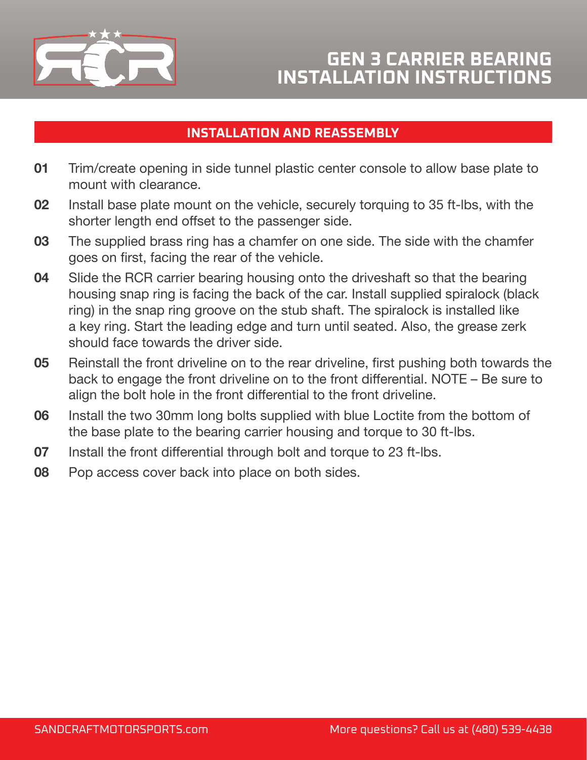# GEN 3 CARRIER BEARING INSTALLATION INSTRUCTIONS

## INSTALLATION AND REASSEMBLY

**01** Trim/create opening in side tunnel plastic center console to allow base plate to mount with clearance.

**02** Install base plate mount on the vehicle, securely torquing to 35 ft-lbs, with the shorter length end offset to the passenger side.

**03** The supplied brass ring has a chamfer on one side. The side with the chamfer goes on first, facing the rear of the vehicle.

**04** Slide the RCR carrier bearing housing onto the driveshaft so that the bearing housing snap ring is facing the back of the car. Install supplied spiralock (black ring) in the snap ring groove on the stub shaft. The spiralock is installed like a key ring. Start the leading edge and turn until seated. Also, the grease zerk should face towards the driver side.

**05** Reinstall the front driveline on to the rear driveline, first pushing both towards the back to engage the front driveline on to the front differential. NOTE – Be sure to align the bolt hole in the front differential to the front driveline.

**06** Install the two 30mm long bolts supplied with blue Loctite from the bottom of the base plate to the bearing carrier housing and torque to 30 ft-lbs.

**07** Install the front differential through bolt and torque to 23 ft-lbs.

**08** Pop access cover back into place on both sides.

SANDCRAFTMOTORSPORTS.com

More questions? Call us at (480) 539-4438